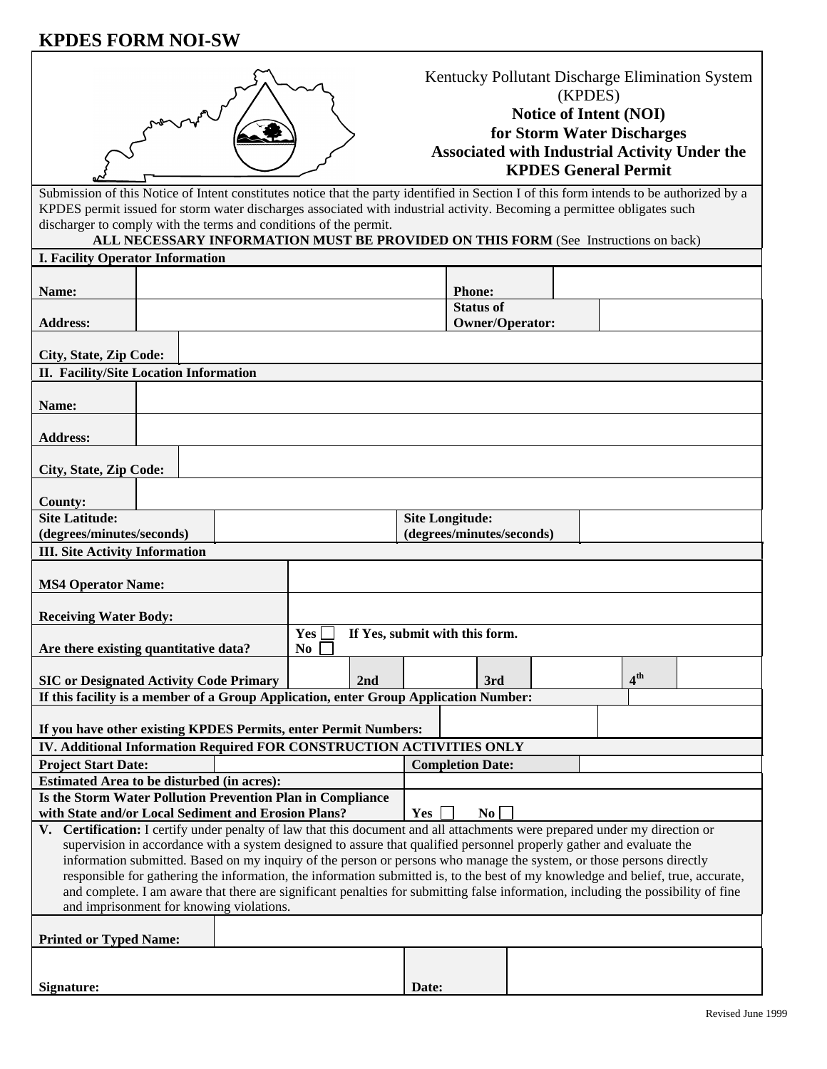# KPDES FORM NOI-SW

Kentucky Pollutant Discharge Elimination System (KPDES)

**Notice of Intent (NOI) for Storm Water Discharges Associated with Industrial Activity Under the KPDES General Permit**

Submission of this Notice of Intent constitutes notice that the party identified in Section I of this form intends to be authorized by a KPDES permit issued for storm water discharges associated with industrial activity. Becoming a permittee obligates such discharger to comply with the terms and conditions of the permit.

**ALL NECESSARY INFORMATION MUST BE PROVIDED ON THIS FORM** (See Instructions on back)

**I. Facility Operator Information**

| | | | |
|---|---|---|---|
| **Name:** | | **Phone:** | |
| **Address:** | | **Status of Owner/Operator:** | |
| **City, State, Zip Code:** | | | |

**II. Facility/Site Location Information**

| | | | |
|---|---|---|---|
| **Name:** | | | |
| **Address:** | | | |
| **City, State, Zip Code:** | | | |
| **County:** | | | |
| **Site Latitude: (degrees/minutes/seconds)** | | **Site Longitude: (degrees/minutes/seconds)** | |

**III. Site Activity Information**

| | | | | | | | |
|---|---|---|---|---|---|---|---|
| **MS4 Operator Name:** | | | | | | | |
| **Receiving Water Body:** | | | | | | | |
| **Are there existing quantitative data?** | **Yes** ☐ **No** ☐ **If Yes, submit with this form.** | | | | | | |
| **SIC or Designated Activity Code Primary** | | **2nd** | | **3rd** | | **4th** | |

**If this facility is a member of a Group Application, enter Group Application Number:**

**If you have other existing KPDES Permits, enter Permit Numbers:**

**IV. Additional Information Required FOR CONSTRUCTION ACTIVITIES ONLY**

| | | | |
|---|---|---|---|
| **Project Start Date:** | | **Completion Date:** | |
| **Estimated Area to be disturbed (in acres):** | | | |
| **Is the Storm Water Pollution Prevention Plan in Compliance with State and/or Local Sediment and Erosion Plans?** | **Yes** ☐ **No** ☐ | | |

**V. Certification:** I certify under penalty of law that this document and all attachments were prepared under my direction or supervision in accordance with a system designed to assure that qualified personnel properly gather and evaluate the information submitted. Based on my inquiry of the person or persons who manage the system, or those persons directly responsible for gathering the information, the information submitted is, to the best of my knowledge and belief, true, accurate, and complete. I am aware that there are significant penalties for submitting false information, including the possibility of fine and imprisonment for knowing violations.

| | | | |
|---|---|---|---|
| **Printed or Typed Name:** | | | |
| **Signature:** | | **Date:** | |

Revised June 1999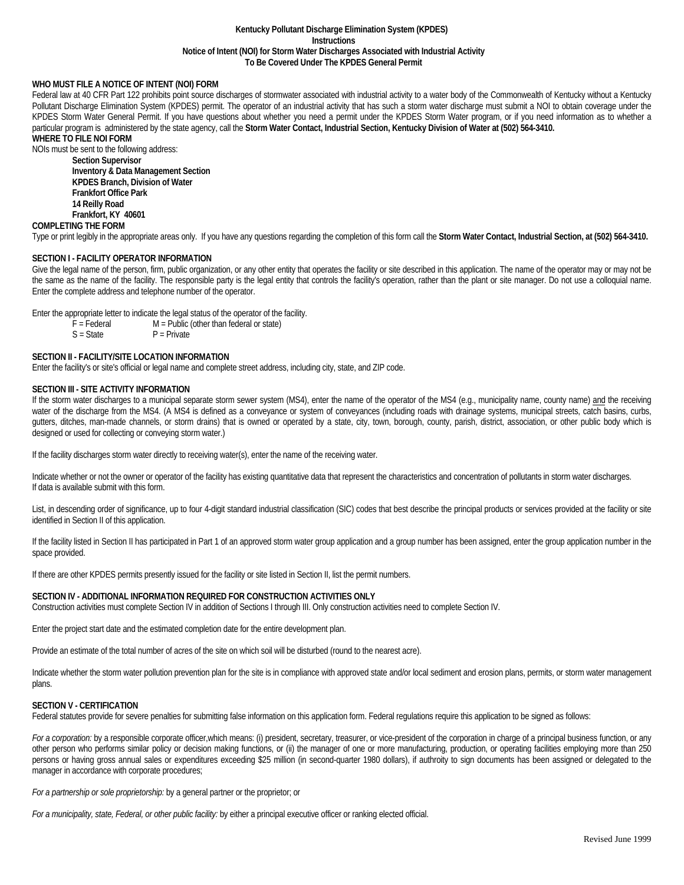**Kentucky Pollutant Discharge Elimination System (KPDES)**
**Instructions**
**Notice of Intent (NOI) for Storm Water Discharges Associated with Industrial Activity**
**To Be Covered Under The KPDES General Permit**

**WHO MUST FILE A NOTICE OF INTENT (NOI) FORM**

Federal law at 40 CFR Part 122 prohibits point source discharges of stormwater associated with industrial activity to a water body of the Commonwealth of Kentucky without a Kentucky Pollutant Discharge Elimination System (KPDES) permit. The operator of an industrial activity that has such a storm water discharge must submit a NOI to obtain coverage under the KPDES Storm Water General Permit. If you have questions about whether you need a permit under the KPDES Storm Water program, or if you need information as to whether a particular program is administered by the state agency, call the **Storm Water Contact, Industrial Section, Kentucky Division of Water at (502) 564-3410.**

**WHERE TO FILE NOI FORM**

NOIs must be sent to the following address:

**Section Supervisor**
**Inventory & Data Management Section**
**KPDES Branch, Division of Water**
**Frankfort Office Park**
**14 Reilly Road**
**Frankfort, KY 40601**

**COMPLETING THE FORM**

Type or print legibly in the appropriate areas only. If you have any questions regarding the completion of this form call the **Storm Water Contact, Industrial Section, at (502) 564-3410.**

**SECTION I - FACILITY OPERATOR INFORMATION**

Give the legal name of the person, firm, public organization, or any other entity that operates the facility or site described in this application. The name of the operator may or may not be the same as the name of the facility. The responsible party is the legal entity that controls the facility's operation, rather than the plant or site manager. Do not use a colloquial name. Enter the complete address and telephone number of the operator.

Enter the appropriate letter to indicate the legal status of the operator of the facility.

F = Federal M = Public (other than federal or state)
S = State P = Private

**SECTION II - FACILITY/SITE LOCATION INFORMATION**

Enter the facility's or site's official or legal name and complete street address, including city, state, and ZIP code.

**SECTION III - SITE ACTIVITY INFORMATION**

If the storm water discharges to a municipal separate storm sewer system (MS4), enter the name of the operator of the MS4 (e.g., municipality name, county name) and the receiving water of the discharge from the MS4. (A MS4 is defined as a conveyance or system of conveyances (including roads with drainage systems, municipal streets, catch basins, curbs, gutters, ditches, man-made channels, or storm drains) that is owned or operated by a state, city, town, borough, county, parish, district, association, or other public body which is designed or used for collecting or conveying storm water.)

If the facility discharges storm water directly to receiving water(s), enter the name of the receiving water.

Indicate whether or not the owner or operator of the facility has existing quantitative data that represent the characteristics and concentration of pollutants in storm water discharges. If data is available submit with this form.

List, in descending order of significance, up to four 4-digit standard industrial classification (SIC) codes that best describe the principal products or services provided at the facility or site identified in Section II of this application.

If the facility listed in Section II has participated in Part 1 of an approved storm water group application and a group number has been assigned, enter the group application number in the space provided.

If there are other KPDES permits presently issued for the facility or site listed in Section II, list the permit numbers.

**SECTION IV - ADDITIONAL INFORMATION REQUIRED FOR CONSTRUCTION ACTIVITIES ONLY**

Construction activities must complete Section IV in addition of Sections I through III. Only construction activities need to complete Section IV.

Enter the project start date and the estimated completion date for the entire development plan.

Provide an estimate of the total number of acres of the site on which soil will be disturbed (round to the nearest acre).

Indicate whether the storm water pollution prevention plan for the site is in compliance with approved state and/or local sediment and erosion plans, permits, or storm water management plans.

**SECTION V - CERTIFICATION**

Federal statutes provide for severe penalties for submitting false information on this application form. Federal regulations require this application to be signed as follows:

*For a corporation:* by a responsible corporate officer,which means: (i) president, secretary, treasurer, or vice-president of the corporation in charge of a principal business function, or any other person who performs similar policy or decision making functions, or (ii) the manager of one or more manufacturing, production, or operating facilities employing more than 250 persons or having gross annual sales or expenditures exceeding $25 million (in second-quarter 1980 dollars), if authroity to sign documents has been assigned or delegated to the manager in accordance with corporate procedures;

*For a partnership or sole proprietorship:* by a general partner or the proprietor; or

*For a municipality, state, Federal, or other public facility:* by either a principal executive officer or ranking elected official.

Revised June 1999